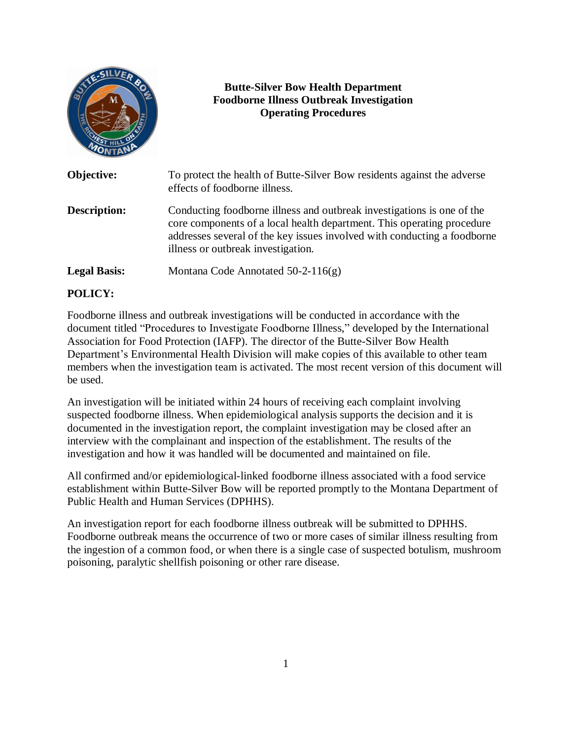# Butte-Silver Bow Health Department
# Foodborne Illness Outbreak Investigation
# Operating Procedures

| | |
|---|---|
| **Objective:** | To protect the health of Butte-Silver Bow residents against the adverse effects of foodborne illness. |
| **Description:** | Conducting foodborne illness and outbreak investigations is one of the core components of a local health department. This operating procedure addresses several of the key issues involved with conducting a foodborne illness or outbreak investigation. |
| **Legal Basis:** | Montana Code Annotated 50-2-116(g) |

## POLICY:

Foodborne illness and outbreak investigations will be conducted in accordance with the document titled "Procedures to Investigate Foodborne Illness," developed by the International Association for Food Protection (IAFP). The director of the Butte-Silver Bow Health Department's Environmental Health Division will make copies of this available to other team members when the investigation team is activated. The most recent version of this document will be used.

An investigation will be initiated within 24 hours of receiving each complaint involving suspected foodborne illness. When epidemiological analysis supports the decision and it is documented in the investigation report, the complaint investigation may be closed after an interview with the complainant and inspection of the establishment. The results of the investigation and how it was handled will be documented and maintained on file.

All confirmed and/or epidemiological-linked foodborne illness associated with a food service establishment within Butte-Silver Bow will be reported promptly to the Montana Department of Public Health and Human Services (DPHHS).

An investigation report for each foodborne illness outbreak will be submitted to DPHHS. Foodborne outbreak means the occurrence of two or more cases of similar illness resulting from the ingestion of a common food, or when there is a single case of suspected botulism, mushroom poisoning, paralytic shellfish poisoning or other rare disease.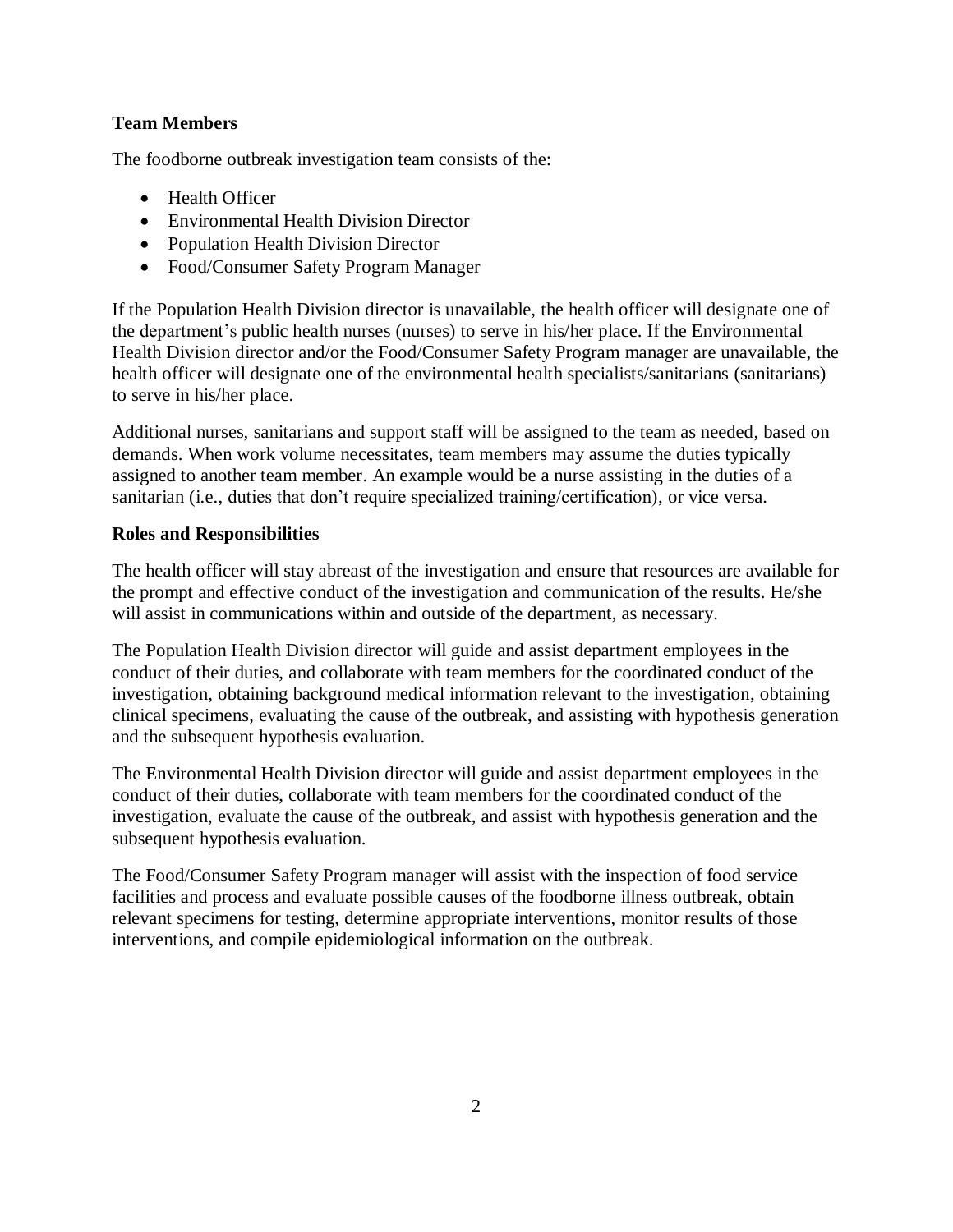**Team Members**

The foodborne outbreak investigation team consists of the:

- Health Officer
- Environmental Health Division Director
- Population Health Division Director
- Food/Consumer Safety Program Manager

If the Population Health Division director is unavailable, the health officer will designate one of the department's public health nurses (nurses) to serve in his/her place. If the Environmental Health Division director and/or the Food/Consumer Safety Program manager are unavailable, the health officer will designate one of the environmental health specialists/sanitarians (sanitarians) to serve in his/her place.

Additional nurses, sanitarians and support staff will be assigned to the team as needed, based on demands. When work volume necessitates, team members may assume the duties typically assigned to another team member. An example would be a nurse assisting in the duties of a sanitarian (i.e., duties that don't require specialized training/certification), or vice versa.

**Roles and Responsibilities**

The health officer will stay abreast of the investigation and ensure that resources are available for the prompt and effective conduct of the investigation and communication of the results. He/she will assist in communications within and outside of the department, as necessary.

The Population Health Division director will guide and assist department employees in the conduct of their duties, and collaborate with team members for the coordinated conduct of the investigation, obtaining background medical information relevant to the investigation, obtaining clinical specimens, evaluating the cause of the outbreak, and assisting with hypothesis generation and the subsequent hypothesis evaluation.

The Environmental Health Division director will guide and assist department employees in the conduct of their duties, collaborate with team members for the coordinated conduct of the investigation, evaluate the cause of the outbreak, and assist with hypothesis generation and the subsequent hypothesis evaluation.

The Food/Consumer Safety Program manager will assist with the inspection of food service facilities and process and evaluate possible causes of the foodborne illness outbreak, obtain relevant specimens for testing, determine appropriate interventions, monitor results of those interventions, and compile epidemiological information on the outbreak.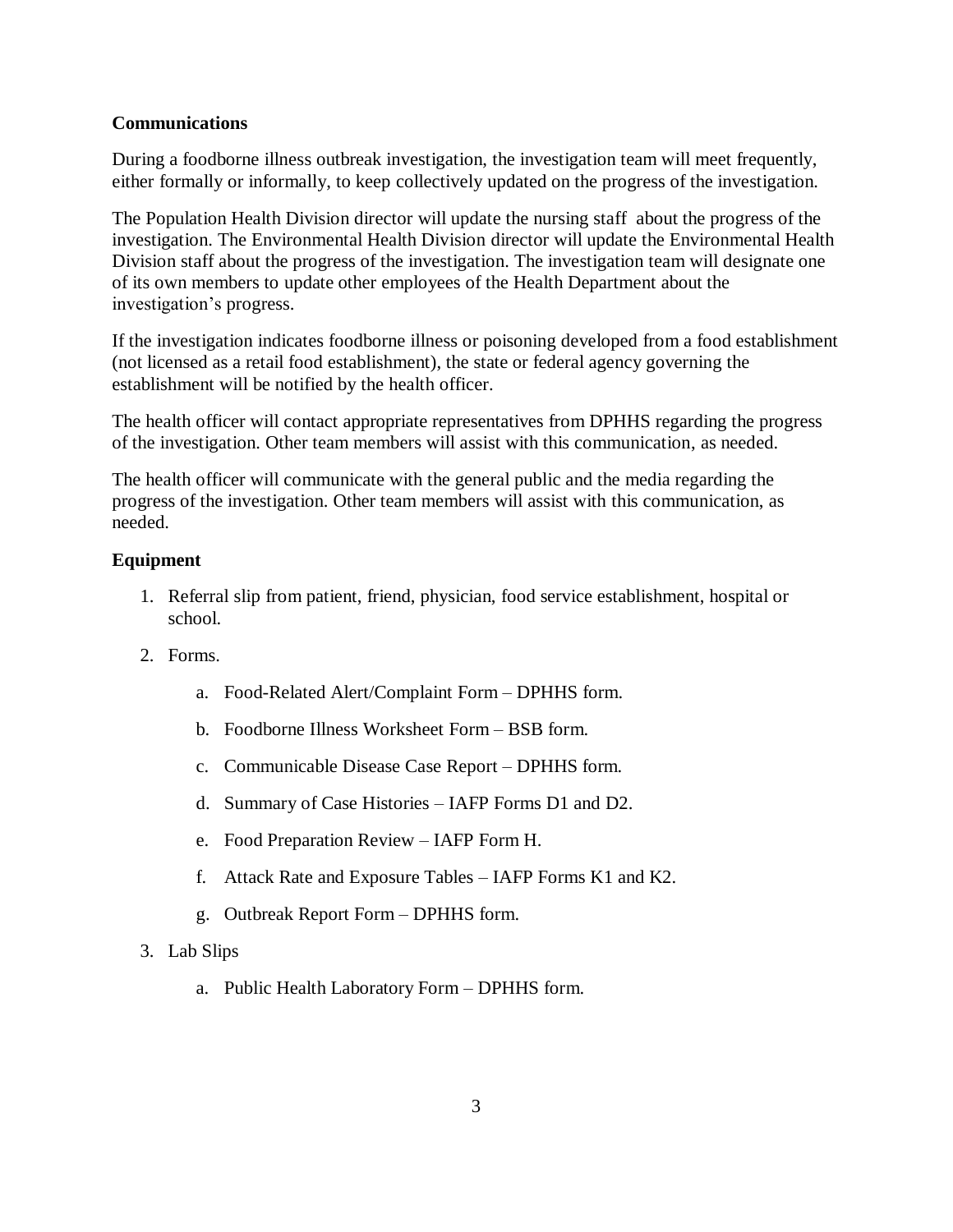**Communications**

During a foodborne illness outbreak investigation, the investigation team will meet frequently, either formally or informally, to keep collectively updated on the progress of the investigation.

The Population Health Division director will update the nursing staff about the progress of the investigation. The Environmental Health Division director will update the Environmental Health Division staff about the progress of the investigation. The investigation team will designate one of its own members to update other employees of the Health Department about the investigation's progress.

If the investigation indicates foodborne illness or poisoning developed from a food establishment (not licensed as a retail food establishment), the state or federal agency governing the establishment will be notified by the health officer.

The health officer will contact appropriate representatives from DPHHS regarding the progress of the investigation. Other team members will assist with this communication, as needed.

The health officer will communicate with the general public and the media regarding the progress of the investigation. Other team members will assist with this communication, as needed.

**Equipment**

1. Referral slip from patient, friend, physician, food service establishment, hospital or school.
2. Forms.
    a. Food-Related Alert/Complaint Form – DPHHS form.
    b. Foodborne Illness Worksheet Form – BSB form.
    c. Communicable Disease Case Report – DPHHS form.
    d. Summary of Case Histories – IAFP Forms D1 and D2.
    e. Food Preparation Review – IAFP Form H.
    f. Attack Rate and Exposure Tables – IAFP Forms K1 and K2.
    g. Outbreak Report Form – DPHHS form.
3. Lab Slips
    a. Public Health Laboratory Form – DPHHS form.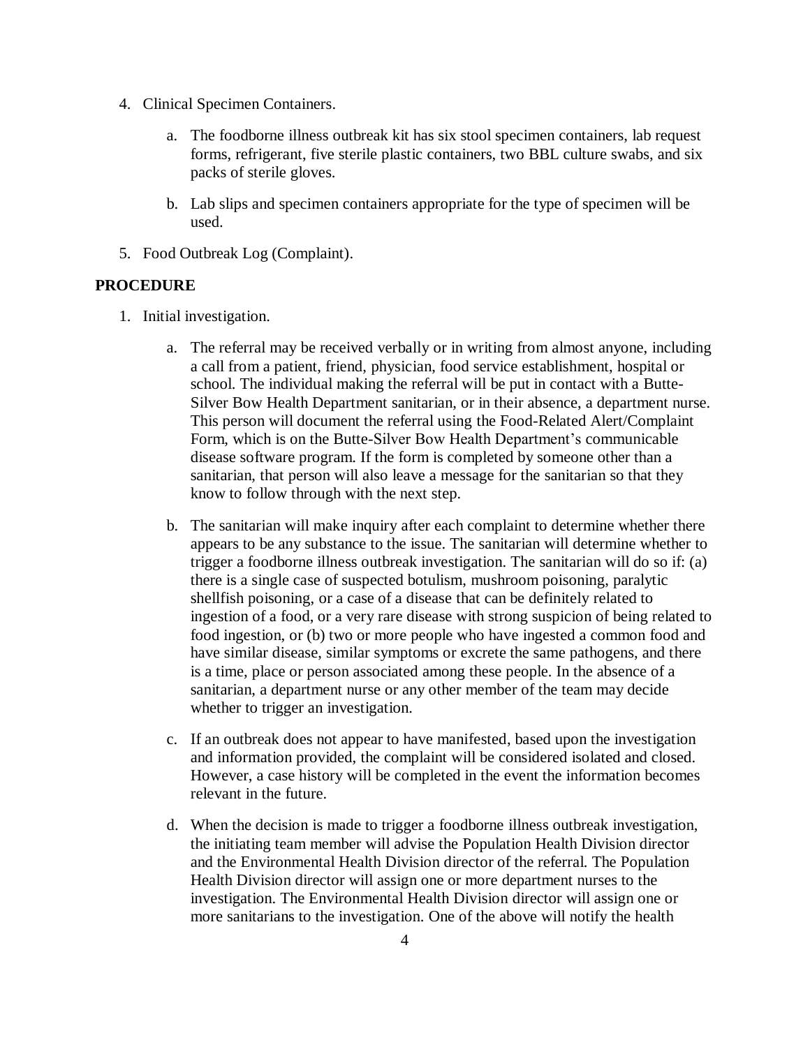4. Clinical Specimen Containers.

    a. The foodborne illness outbreak kit has six stool specimen containers, lab request forms, refrigerant, five sterile plastic containers, two BBL culture swabs, and six packs of sterile gloves.

    b. Lab slips and specimen containers appropriate for the type of specimen will be used.

5. Food Outbreak Log (Complaint).

**PROCEDURE**

1. Initial investigation.

    a. The referral may be received verbally or in writing from almost anyone, including a call from a patient, friend, physician, food service establishment, hospital or school. The individual making the referral will be put in contact with a Butte-Silver Bow Health Department sanitarian, or in their absence, a department nurse. This person will document the referral using the Food-Related Alert/Complaint Form, which is on the Butte-Silver Bow Health Department's communicable disease software program. If the form is completed by someone other than a sanitarian, that person will also leave a message for the sanitarian so that they know to follow through with the next step.

    b. The sanitarian will make inquiry after each complaint to determine whether there appears to be any substance to the issue. The sanitarian will determine whether to trigger a foodborne illness outbreak investigation. The sanitarian will do so if: (a) there is a single case of suspected botulism, mushroom poisoning, paralytic shellfish poisoning, or a case of a disease that can be definitely related to ingestion of a food, or a very rare disease with strong suspicion of being related to food ingestion, or (b) two or more people who have ingested a common food and have similar disease, similar symptoms or excrete the same pathogens, and there is a time, place or person associated among these people. In the absence of a sanitarian, a department nurse or any other member of the team may decide whether to trigger an investigation.

    c. If an outbreak does not appear to have manifested, based upon the investigation and information provided, the complaint will be considered isolated and closed. However, a case history will be completed in the event the information becomes relevant in the future.

    d. When the decision is made to trigger a foodborne illness outbreak investigation, the initiating team member will advise the Population Health Division director and the Environmental Health Division director of the referral. The Population Health Division director will assign one or more department nurses to the investigation. The Environmental Health Division director will assign one or more sanitarians to the investigation. One of the above will notify the health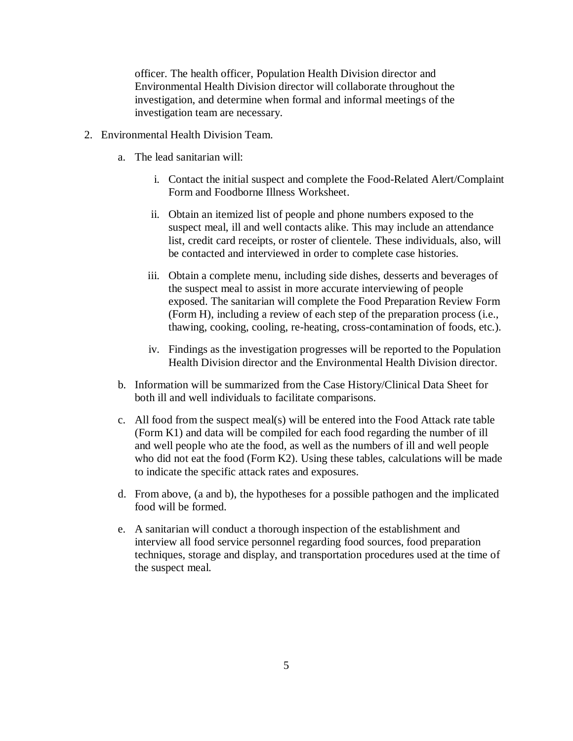officer. The health officer, Population Health Division director and Environmental Health Division director will collaborate throughout the investigation, and determine when formal and informal meetings of the investigation team are necessary.

2. Environmental Health Division Team.

   a. The lead sanitarian will:

      i. Contact the initial suspect and complete the Food-Related Alert/Complaint Form and Foodborne Illness Worksheet.

      ii. Obtain an itemized list of people and phone numbers exposed to the suspect meal, ill and well contacts alike. This may include an attendance list, credit card receipts, or roster of clientele. These individuals, also, will be contacted and interviewed in order to complete case histories.

      iii. Obtain a complete menu, including side dishes, desserts and beverages of the suspect meal to assist in more accurate interviewing of people exposed. The sanitarian will complete the Food Preparation Review Form (Form H), including a review of each step of the preparation process (i.e., thawing, cooking, cooling, re-heating, cross-contamination of foods, etc.).

      iv. Findings as the investigation progresses will be reported to the Population Health Division director and the Environmental Health Division director.

   b. Information will be summarized from the Case History/Clinical Data Sheet for both ill and well individuals to facilitate comparisons.

   c. All food from the suspect meal(s) will be entered into the Food Attack rate table (Form K1) and data will be compiled for each food regarding the number of ill and well people who ate the food, as well as the numbers of ill and well people who did not eat the food (Form K2). Using these tables, calculations will be made to indicate the specific attack rates and exposures.

   d. From above, (a and b), the hypotheses for a possible pathogen and the implicated food will be formed.

   e. A sanitarian will conduct a thorough inspection of the establishment and interview all food service personnel regarding food sources, food preparation techniques, storage and display, and transportation procedures used at the time of the suspect meal.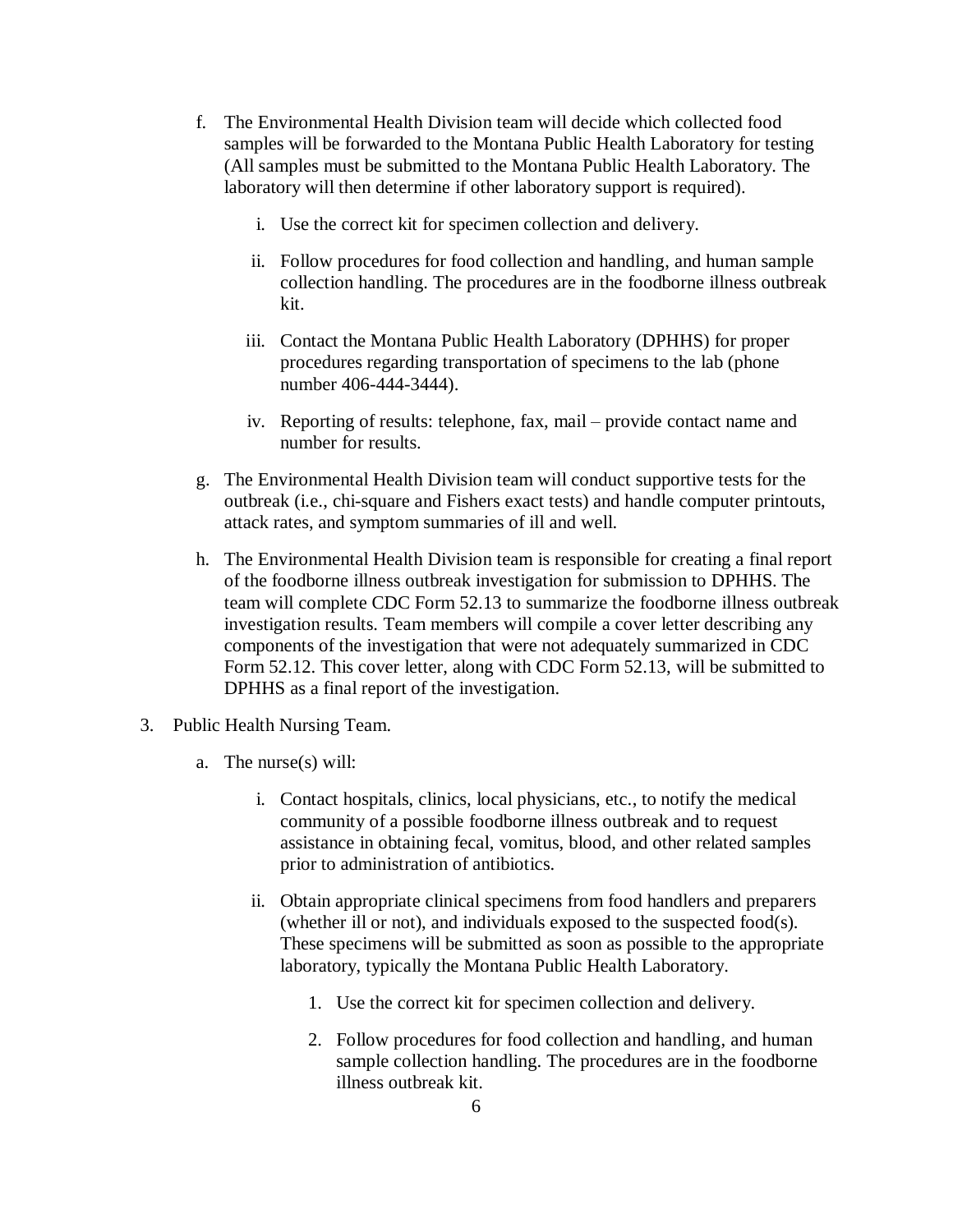f. The Environmental Health Division team will decide which collected food samples will be forwarded to the Montana Public Health Laboratory for testing (All samples must be submitted to the Montana Public Health Laboratory. The laboratory will then determine if other laboratory support is required).

   i. Use the correct kit for specimen collection and delivery.

   ii. Follow procedures for food collection and handling, and human sample collection handling. The procedures are in the foodborne illness outbreak kit.

   iii. Contact the Montana Public Health Laboratory (DPHHS) for proper procedures regarding transportation of specimens to the lab (phone number 406-444-3444).

   iv. Reporting of results: telephone, fax, mail – provide contact name and number for results.

g. The Environmental Health Division team will conduct supportive tests for the outbreak (i.e., chi-square and Fishers exact tests) and handle computer printouts, attack rates, and symptom summaries of ill and well.

h. The Environmental Health Division team is responsible for creating a final report of the foodborne illness outbreak investigation for submission to DPHHS. The team will complete CDC Form 52.13 to summarize the foodborne illness outbreak investigation results. Team members will compile a cover letter describing any components of the investigation that were not adequately summarized in CDC Form 52.12. This cover letter, along with CDC Form 52.13, will be submitted to DPHHS as a final report of the investigation.

3. Public Health Nursing Team.

   a. The nurse(s) will:

      i. Contact hospitals, clinics, local physicians, etc., to notify the medical community of a possible foodborne illness outbreak and to request assistance in obtaining fecal, vomitus, blood, and other related samples prior to administration of antibiotics.

      ii. Obtain appropriate clinical specimens from food handlers and preparers (whether ill or not), and individuals exposed to the suspected food(s). These specimens will be submitted as soon as possible to the appropriate laboratory, typically the Montana Public Health Laboratory.

         1. Use the correct kit for specimen collection and delivery.

         2. Follow procedures for food collection and handling, and human sample collection handling. The procedures are in the foodborne illness outbreak kit.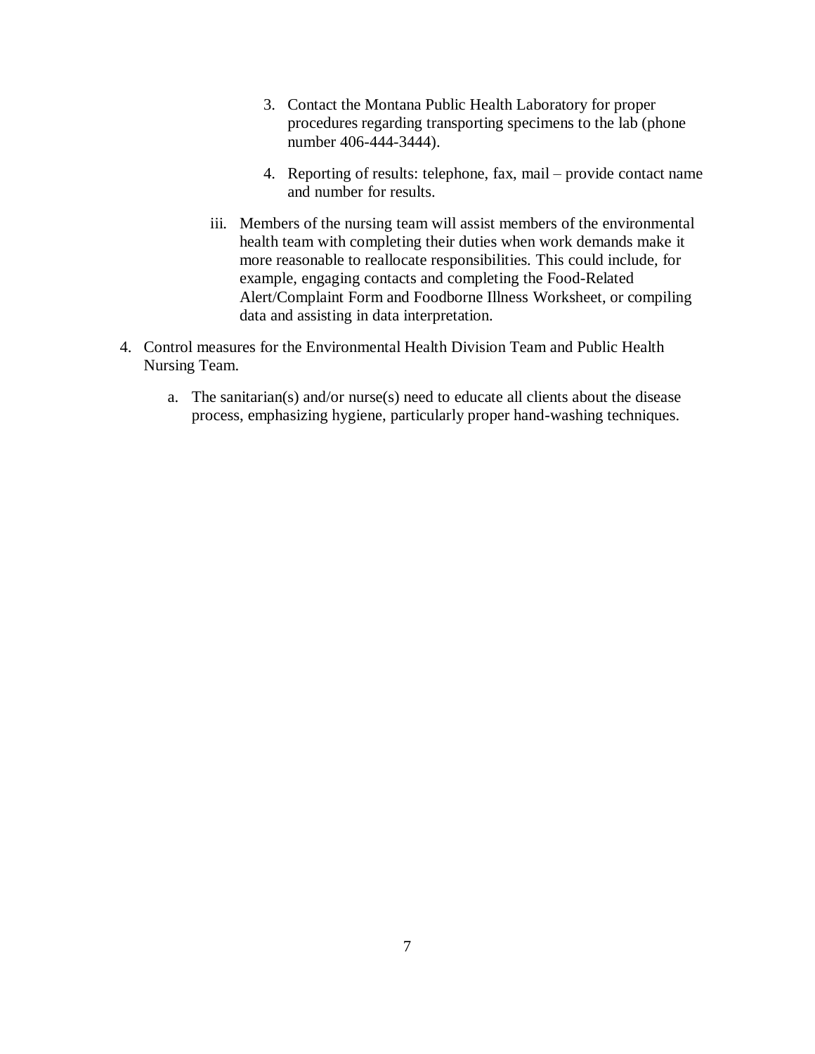3. Contact the Montana Public Health Laboratory for proper procedures regarding transporting specimens to the lab (phone number 406-444-3444).

4. Reporting of results: telephone, fax, mail – provide contact name and number for results.

iii. Members of the nursing team will assist members of the environmental health team with completing their duties when work demands make it more reasonable to reallocate responsibilities. This could include, for example, engaging contacts and completing the Food-Related Alert/Complaint Form and Foodborne Illness Worksheet, or compiling data and assisting in data interpretation.

4. Control measures for the Environmental Health Division Team and Public Health Nursing Team.

   a. The sanitarian(s) and/or nurse(s) need to educate all clients about the disease process, emphasizing hygiene, particularly proper hand-washing techniques.